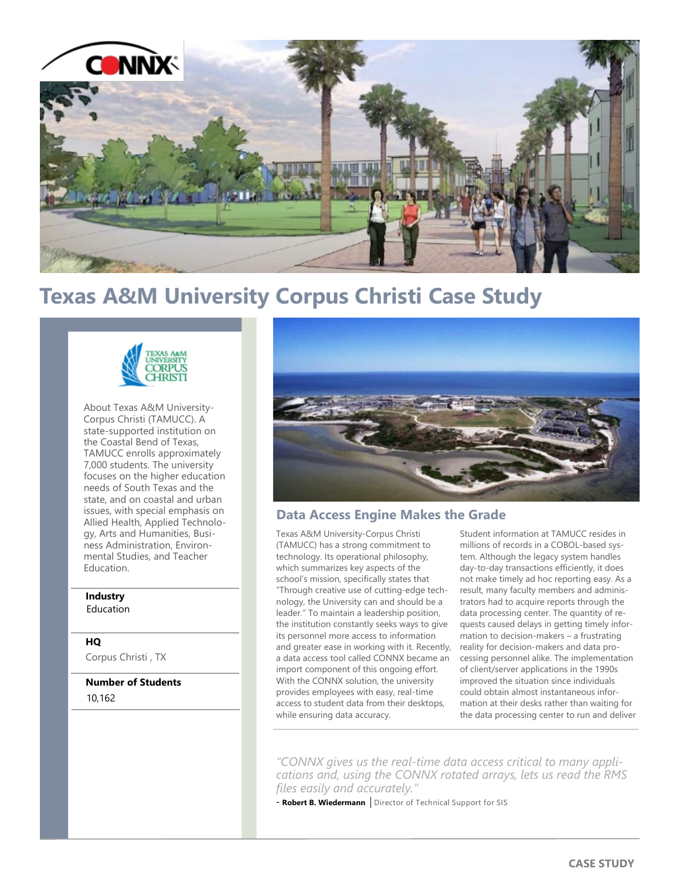# Texas A&M University Corpus Christi Case Study

About Texas A&M University-Corpus Christi (TAMUCC). A state-supported institution on the Coastal Bend of Texas, TAMUCC enrolls approximately 7,000 students. The university focuses on the higher education needs of South Texas and the state, and on coastal and urban issues, with special emphasis on Allied Health, Applied Technology, Arts and Humanities, Business Administration, Environmental Studies, and Teacher Education.

**Industry**
Education

**HQ**
Corpus Christi , TX

**Number of Students**
10,162

## Data Access Engine Makes the Grade

Texas A&M University-Corpus Christi (TAMUCC) has a strong commitment to technology. Its operational philosophy, which summarizes key aspects of the school's mission, specifically states that "Through creative use of cutting-edge technology, the University can and should be a leader." To maintain a leadership position, the institution constantly seeks ways to give its personnel more access to information and greater ease in working with it. Recently, a data access tool called CONNX became an import component of this ongoing effort. With the CONNX solution, the university provides employees with easy, real-time access to student data from their desktops, while ensuring data accuracy.

Student information at TAMUCC resides in millions of records in a COBOL-based system. Although the legacy system handles day-to-day transactions efficiently, it does not make timely ad hoc reporting easy. As a result, many faculty members and administrators had to acquire reports through the data processing center. The quantity of requests caused delays in getting timely information to decision-makers – a frustrating reality for decision-makers and data processing personnel alike. The implementation of client/server applications in the 1990s improved the situation since individuals could obtain almost instantaneous information at their desks rather than waiting for the data processing center to run and deliver

*"CONNX gives us the real-time data access critical to many applications and, using the CONNX rotated arrays, lets us read the RMS files easily and accurately."*

- **Robert B. Wiedermann** | Director of Technical Support for SIS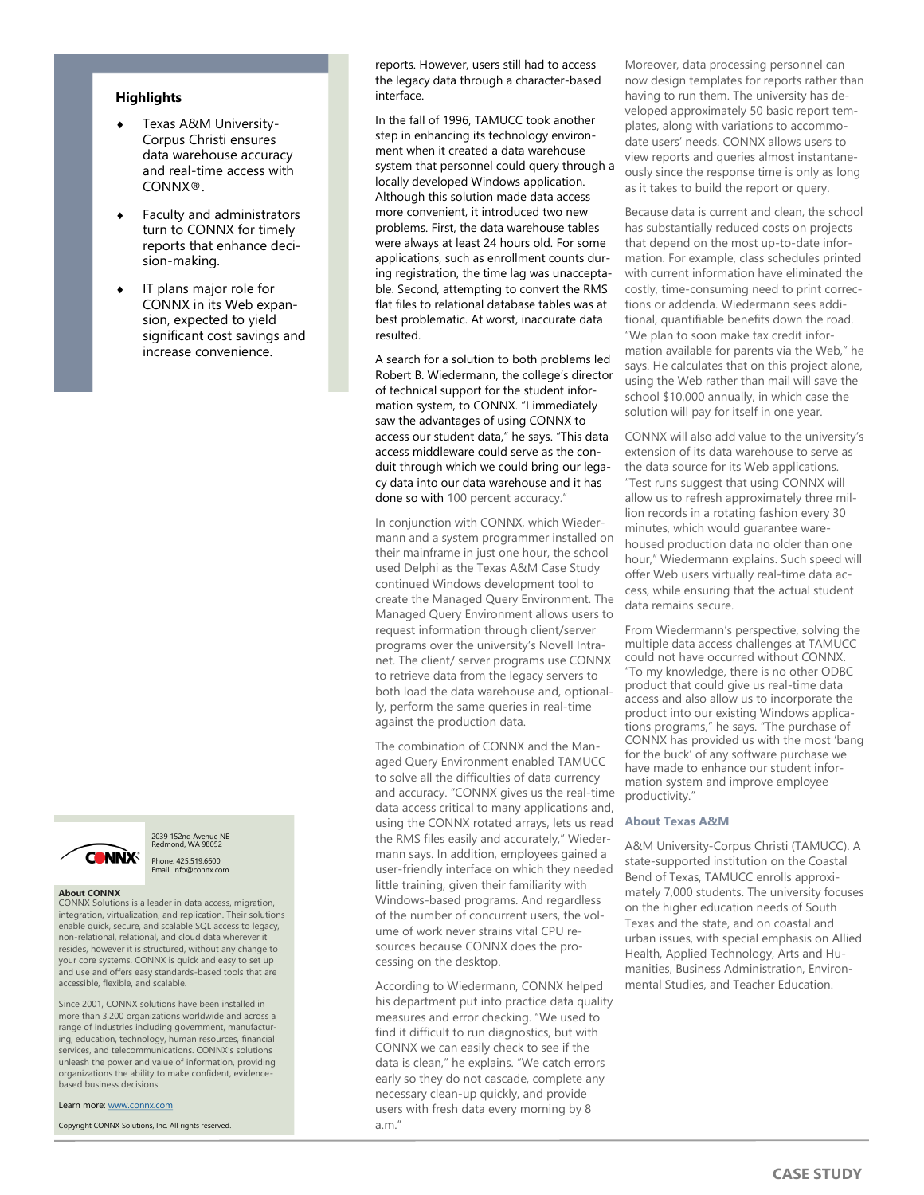### Highlights

- Texas A&M University-Corpus Christi ensures data warehouse accuracy and real-time access with CONNX®.
- Faculty and administrators turn to CONNX for timely reports that enhance decision-making.
- IT plans major role for CONNX in its Web expansion, expected to yield significant cost savings and increase convenience.

reports. However, users still had to access the legacy data through a character-based interface.

In the fall of 1996, TAMUCC took another step in enhancing its technology environment when it created a data warehouse system that personnel could query through a locally developed Windows application. Although this solution made data access more convenient, it introduced two new problems. First, the data warehouse tables were always at least 24 hours old. For some applications, such as enrollment counts during registration, the time lag was unacceptable. Second, attempting to convert the RMS flat files to relational database tables was at best problematic. At worst, inaccurate data resulted.

A search for a solution to both problems led Robert B. Wiedermann, the college's director of technical support for the student information system, to CONNX. "I immediately saw the advantages of using CONNX to access our student data," he says. "This data access middleware could serve as the conduit through which we could bring our legacy data into our data warehouse and it has done so with 100 percent accuracy."

In conjunction with CONNX, which Wiedermann and a system programmer installed on their mainframe in just one hour, the school used Delphi as the Texas A&M Case Study continued Windows development tool to create the Managed Query Environment. The Managed Query Environment allows users to request information through client/server programs over the university's Novell Intranet. The client/ server programs use CONNX to retrieve data from the legacy servers to both load the data warehouse and, optionally, perform the same queries in real-time against the production data.

The combination of CONNX and the Managed Query Environment enabled TAMUCC to solve all the difficulties of data currency and accuracy. "CONNX gives us the real-time data access critical to many applications and, using the CONNX rotated arrays, lets us read the RMS files easily and accurately," Wiedermann says. In addition, employees gained a user-friendly interface on which they needed little training, given their familiarity with Windows-based programs. And regardless of the number of concurrent users, the volume of work never strains vital CPU resources because CONNX does the processing on the desktop.

According to Wiedermann, CONNX helped his department put into practice data quality measures and error checking. "We used to find it difficult to run diagnostics, but with CONNX we can easily check to see if the data is clean," he explains. "We catch errors early so they do not cascade, complete any necessary clean-up quickly, and provide users with fresh data every morning by 8 a.m."

Moreover, data processing personnel can now design templates for reports rather than having to run them. The university has developed approximately 50 basic report templates, along with variations to accommodate users' needs. CONNX allows users to view reports and queries almost instantaneously since the response time is only as long as it takes to build the report or query.

Because data is current and clean, the school has substantially reduced costs on projects that depend on the most up-to-date information. For example, class schedules printed with current information have eliminated the costly, time-consuming need to print corrections or addenda. Wiedermann sees additional, quantifiable benefits down the road. "We plan to soon make tax credit information available for parents via the Web," he says. He calculates that on this project alone, using the Web rather than mail will save the school $10,000 annually, in which case the solution will pay for itself in one year.

CONNX will also add value to the university's extension of its data warehouse to serve as the data source for its Web applications. "Test runs suggest that using CONNX will allow us to refresh approximately three million records in a rotating fashion every 30 minutes, which would guarantee warehoused production data no older than one hour," Wiedermann explains. Such speed will offer Web users virtually real-time data access, while ensuring that the actual student data remains secure.

From Wiedermann's perspective, solving the multiple data access challenges at TAMUCC could not have occurred without CONNX. "To my knowledge, there is no other ODBC product that could give us real-time data access and also allow us to incorporate the product into our existing Windows applications programs," he says. "The purchase of CONNX has provided us with the most 'bang for the buck' of any software purchase we have made to enhance our student information system and improve employee productivity."

### About Texas A&M

A&M University-Corpus Christi (TAMUCC). A state-supported institution on the Coastal Bend of Texas, TAMUCC enrolls approximately 7,000 students. The university focuses on the higher education needs of South Texas and the state, and on coastal and urban issues, with special emphasis on Allied Health, Applied Technology, Arts and Humanities, Business Administration, Environmental Studies, and Teacher Education.

---

CONNX

2039 152nd Avenue NE
Redmond, WA 98052

Phone: 425.519.6600
Email: info@connx.com

**About CONNX**

CONNX Solutions is a leader in data access, migration, integration, virtualization, and replication. Their solutions enable quick, secure, and scalable SQL access to legacy, non-relational, relational, and cloud data wherever it resides, however it is structured, without any change to your core systems. CONNX is quick and easy to set up and use and offers easy standards-based tools that are accessible, flexible, and scalable.

Since 2001, CONNX solutions have been installed in more than 3,200 organizations worldwide and across a range of industries including government, manufacturing, education, technology, human resources, financial services, and telecommunications. CONNX's solutions unleash the power and value of information, providing organizations the ability to make confident, evidence-based business decisions.

Learn more: www.connx.com

Copyright CONNX Solutions, Inc. All rights reserved.

CASE STUDY